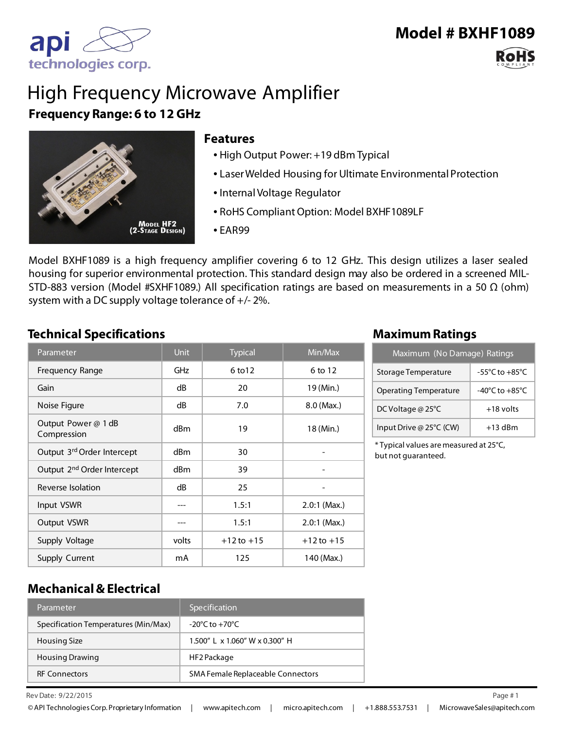api technologies corp.

# Model # BXHF1089

RoHS COMPLIANT

# High Frequency Microwave Amplifier

## Frequency Range: 6 to 12 GHz

MODEL HF2
(2-STAGE DESIGN)

## Features

- High Output Power: +19 dBm Typical
- Laser Welded Housing for Ultimate Environmental Protection
- Internal Voltage Regulator
- RoHS Compliant Option: Model BXHF1089LF
- EAR99

Model BXHF1089 is a high frequency amplifier covering 6 to 12 GHz. This design utilizes a laser sealed housing for superior environmental protection. This standard design may also be ordered in a screened MIL-STD-883 version (Model #SXHF1089.) All specification ratings are based on measurements in a 50 Ω (ohm) system with a DC supply voltage tolerance of +/- 2%.

## Technical Specifications

| Parameter | Unit | Typical | Min/Max |
|---|---|---|---|
| Frequency Range | GHz | 6 to12 | 6 to 12 |
| Gain | dB | 20 | 19 (Min.) |
| Noise Figure | dB | 7.0 | 8.0 (Max.) |
| Output Power @ 1 dB Compression | dBm | 19 | 18 (Min.) |
| Output 3rd Order Intercept | dBm | 30 | - |
| Output 2nd Order Intercept | dBm | 39 | - |
| Reverse Isolation | dB | 25 | - |
| Input VSWR | --- | 1.5:1 | 2.0:1 (Max.) |
| Output VSWR | --- | 1.5:1 | 2.0:1 (Max.) |
| Supply Voltage | volts | +12 to +15 | +12 to +15 |
| Supply Current | mA | 125 | 140 (Max.) |

## Maximum Ratings

| Maximum (No Damage) Ratings | |
|---|---|
| Storage Temperature | -55°C to +85°C |
| Operating Temperature | -40°C to +85°C |
| DC Voltage @ 25°C | +18 volts |
| Input Drive @ 25°C (CW) | +13 dBm |

* Typical values are measured at 25°C, but not guaranteed.

## Mechanical & Electrical

| Parameter | Specification |
|---|---|
| Specification Temperatures (Min/Max) | -20°C to +70°C |
| Housing Size | 1.500" L x 1.060" W x 0.300" H |
| Housing Drawing | HF2 Package |
| RF Connectors | SMA Female Replaceable Connectors |

Rev Date: 9/22/2015

© API Technologies Corp. Proprietary Information | www.apitech.com | micro.apitech.com | +1.888.553.7531 | MicrowaveSales@apitech.com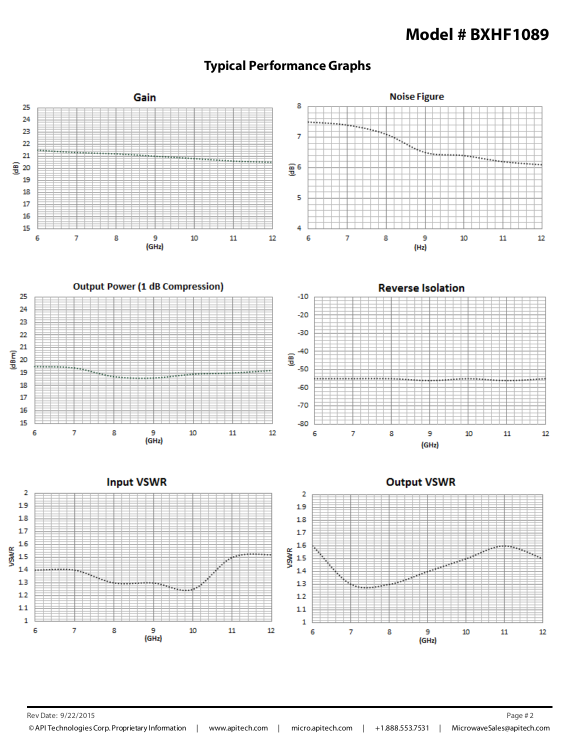# Model # BXHF1089

## Typical Performance Graphs

**Gain**

(dB) vs (GHz)

**Noise Figure**

(dB) vs (Hz)

**Output Power (1 dB Compression)**

(dBm) vs (GHz)

**Reverse Isolation**

(dB) vs (GHz)

**Input VSWR**

VSWR vs (GHz)

**Output VSWR**

VSWR vs (GHz)

Rev Date: 9/22/2015

© API Technologies Corp. Proprietary Information | www.apitech.com | micro.apitech.com | +1.888.553.7531 | MicrowaveSales@apitech.com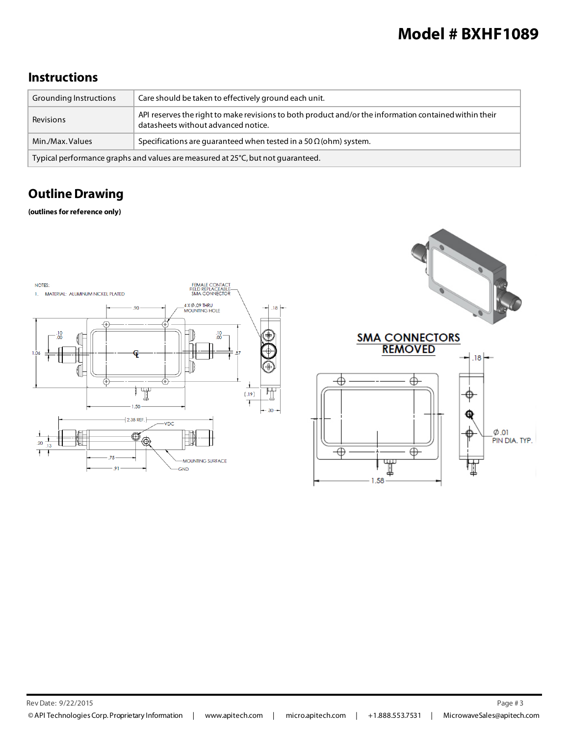## Instructions

| | |
|---|---|
| Grounding Instructions | Care should be taken to effectively ground each unit. |
| Revisions | API reserves the right to make revisions to both product and/or the information contained within their datasheets without advanced notice. |
| Min./Max. Values | Specifications are guaranteed when tested in a 50 Ω (ohm) system. |
| Typical performance graphs and values are measured at 25°C, but not guaranteed. | |

## Outline Drawing

**(outlines for reference only)**

NOTES:
1. MATERIAL: ALUMINUM NICKEL PLATED

FEMALE CONTACT FIELD REPLACEABLE SMA CONNECTOR

4 X Ø .09 THRU MOUNTING HOLE

.90
.10
.00
.10
.00
1.06
.87
.18
(.19)
.30
1.50
2.35 REF.
VDC
.20
.13
.75
.91
MOUNTING SURFACE
GND

SMA CONNECTORS REMOVED

.18
Ø .01 PIN DIA. TYP.
1.58